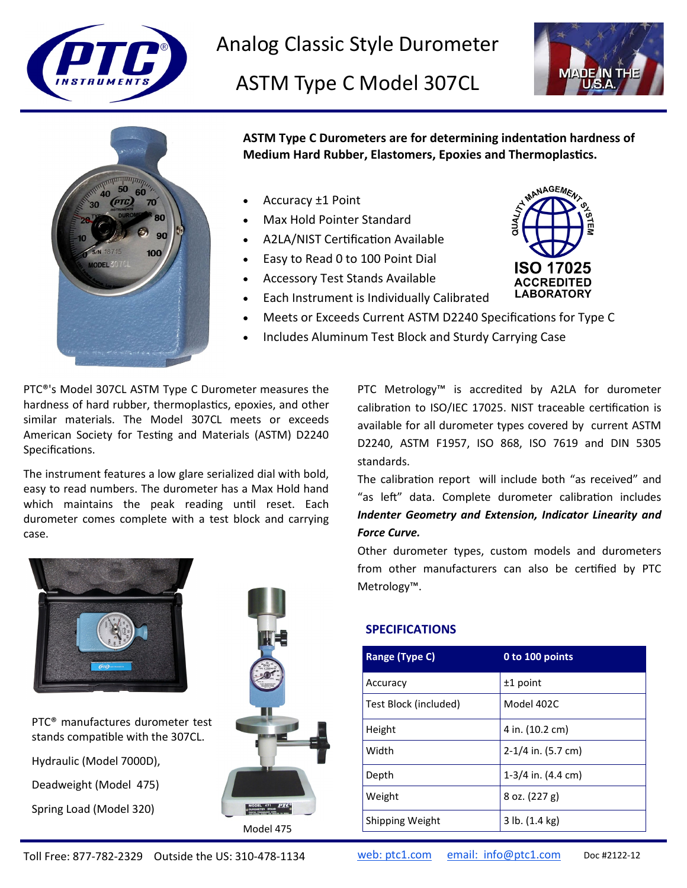# Analog Classic Style Durometer

# ASTM Type C Model 307CL

**ASTM Type C Durometers are for determining indentation hardness of Medium Hard Rubber, Elastomers, Epoxies and Thermoplastics.**

- Accuracy ±1 Point
- Max Hold Pointer Standard
- A2LA/NIST Certification Available
- Easy to Read 0 to 100 Point Dial
- Accessory Test Stands Available
- Each Instrument is Individually Calibrated
- Meets or Exceeds Current ASTM D2240 Specifications for Type C
- Includes Aluminum Test Block and Sturdy Carrying Case

PTC®'s Model 307CL ASTM Type C Durometer measures the hardness of hard rubber, thermoplastics, epoxies, and other similar materials. The Model 307CL meets or exceeds American Society for Testing and Materials (ASTM) D2240 Specifications.

The instrument features a low glare serialized dial with bold, easy to read numbers. The durometer has a Max Hold hand which maintains the peak reading until reset. Each durometer comes complete with a test block and carrying case.

PTC® manufactures durometer test stands compatible with the 307CL.

Hydraulic (Model 7000D),

Deadweight (Model 475)

Spring Load (Model 320)

Model 475

PTC Metrology™ is accredited by A2LA for durometer calibration to ISO/IEC 17025. NIST traceable certification is available for all durometer types covered by current ASTM D2240, ASTM F1957, ISO 868, ISO 7619 and DIN 5305 standards.

The calibration report will include both "as received" and "as left" data. Complete durometer calibration includes ***Indenter Geometry and Extension, Indicator Linearity and Force Curve.***

Other durometer types, custom models and durometers from other manufacturers can also be certified by PTC Metrology™.

## SPECIFICATIONS

| Range (Type C) | 0 to 100 points |
| --- | --- |
| Accuracy | ±1 point |
| Test Block (included) | Model 402C |
| Height | 4 in. (10.2 cm) |
| Width | 2-1/4 in. (5.7 cm) |
| Depth | 1-3/4 in. (4.4 cm) |
| Weight | 8 oz. (227 g) |
| Shipping Weight | 3 lb. (1.4 kg) |

Toll Free: 877-782-2329 Outside the US: 310-478-1134 web: ptc1.com email: info@ptc1.com Doc #2122-12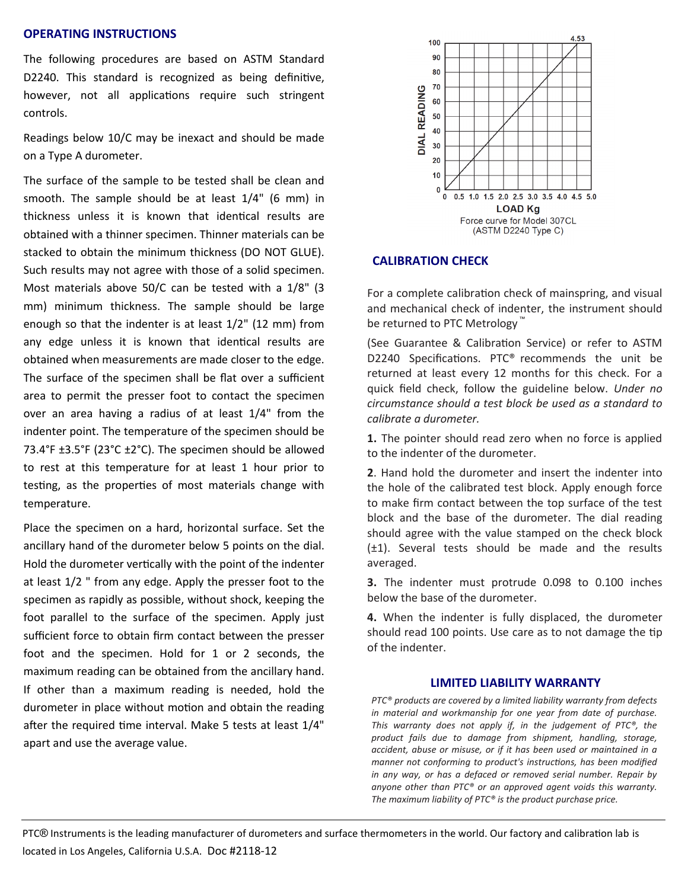## OPERATING INSTRUCTIONS

The following procedures are based on ASTM Standard D2240. This standard is recognized as being definitive, however, not all applications require such stringent controls.

Readings below 10/C may be inexact and should be made on a Type A durometer.

The surface of the sample to be tested shall be clean and smooth. The sample should be at least 1/4" (6 mm) in thickness unless it is known that identical results are obtained with a thinner specimen. Thinner materials can be stacked to obtain the minimum thickness (DO NOT GLUE). Such results may not agree with those of a solid specimen. Most materials above 50/C can be tested with a 1/8" (3 mm) minimum thickness. The sample should be large enough so that the indenter is at least 1/2" (12 mm) from any edge unless it is known that identical results are obtained when measurements are made closer to the edge. The surface of the specimen shall be flat over a sufficient area to permit the presser foot to contact the specimen over an area having a radius of at least 1/4" from the indenter point. The temperature of the specimen should be 73.4°F ±3.5°F (23°C ±2°C). The specimen should be allowed to rest at this temperature for at least 1 hour prior to testing, as the properties of most materials change with temperature.

Place the specimen on a hard, horizontal surface. Set the ancillary hand of the durometer below 5 points on the dial. Hold the durometer vertically with the point of the indenter at least 1/2 " from any edge. Apply the presser foot to the specimen as rapidly as possible, without shock, keeping the foot parallel to the surface of the specimen. Apply just sufficient force to obtain firm contact between the presser foot and the specimen. Hold for 1 or 2 seconds, the maximum reading can be obtained from the ancillary hand. If other than a maximum reading is needed, hold the durometer in place without motion and obtain the reading after the required time interval. Make 5 tests at least 1/4" apart and use the average value.

DIAL READING
0
10
20
30
40
50
60
70
80
90
100
4.53
0 0.5 1.0 1.5 2.0 2.5 3.0 3.5 4.0 4.5 5.0
LOAD Kg

Force curve for Model 307CL
(ASTM D2240 Type C)

## CALIBRATION CHECK

For a complete calibration check of mainspring, and visual and mechanical check of indenter, the instrument should be returned to PTC Metrology™

(See Guarantee & Calibration Service) or refer to ASTM D2240 Specifications. PTC® recommends the unit be returned at least every 12 months for this check. For a quick field check, follow the guideline below. *Under no circumstance should a test block be used as a standard to calibrate a durometer.*

**1.** The pointer should read zero when no force is applied to the indenter of the durometer.

**2**. Hand hold the durometer and insert the indenter into the hole of the calibrated test block. Apply enough force to make firm contact between the top surface of the test block and the base of the durometer. The dial reading should agree with the value stamped on the check block (±1). Several tests should be made and the results averaged.

**3.** The indenter must protrude 0.098 to 0.100 inches below the base of the durometer.

**4.** When the indenter is fully displaced, the durometer should read 100 points. Use care as to not damage the tip of the indenter.

## LIMITED LIABILITY WARRANTY

*PTC® products are covered by a limited liability warranty from defects in material and workmanship for one year from date of purchase. This warranty does not apply if, in the judgement of PTC®, the product fails due to damage from shipment, handling, storage, accident, abuse or misuse, or if it has been used or maintained in a manner not conforming to product's instructions, has been modified in any way, or has a defaced or removed serial number. Repair by anyone other than PTC® or an approved agent voids this warranty. The maximum liability of PTC® is the product purchase price.*

PTC® Instruments is the leading manufacturer of durometers and surface thermometers in the world. Our factory and calibration lab is located in Los Angeles, California U.S.A. Doc #2118-12